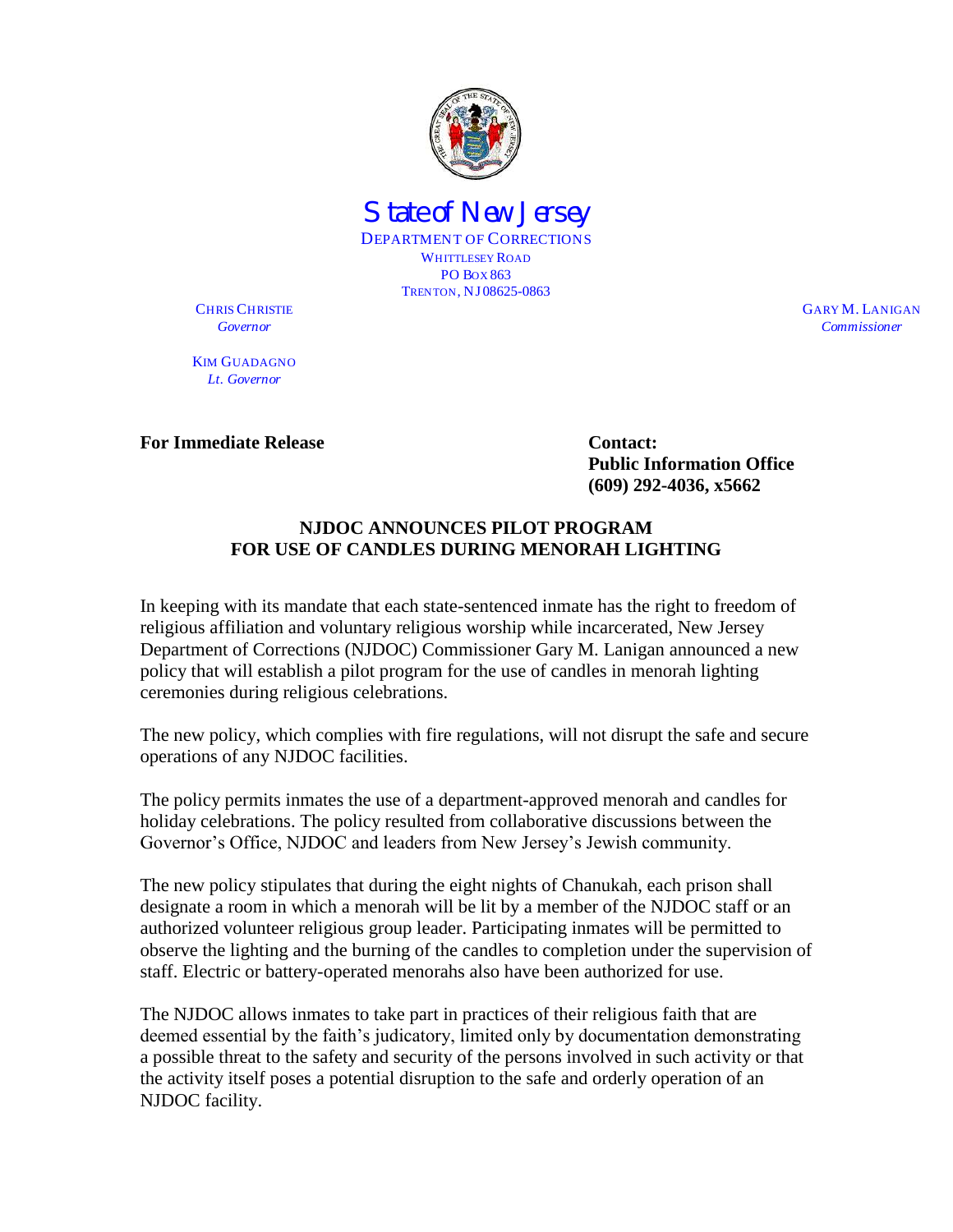State of New Jersey

DEPARTMENT OF CORRECTIONS
WHITTLESEY ROAD
PO BOX 863
TRENTON, NJ 08625-0863

CHRIS CHRISTIE
*Governor*

KIM GUADAGNO
*Lt. Governor*

GARY M. LANIGAN
*Commissioner*

**For Immediate Release**

**Contact:**
**Public Information Office**
**(609) 292-4036, x5662**

## NJDOC ANNOUNCES PILOT PROGRAM FOR USE OF CANDLES DURING MENORAH LIGHTING

In keeping with its mandate that each state-sentenced inmate has the right to freedom of religious affiliation and voluntary religious worship while incarcerated, New Jersey Department of Corrections (NJDOC) Commissioner Gary M. Lanigan announced a new policy that will establish a pilot program for the use of candles in menorah lighting ceremonies during religious celebrations.

The new policy, which complies with fire regulations, will not disrupt the safe and secure operations of any NJDOC facilities.

The policy permits inmates the use of a department-approved menorah and candles for holiday celebrations. The policy resulted from collaborative discussions between the Governor's Office, NJDOC and leaders from New Jersey's Jewish community.

The new policy stipulates that during the eight nights of Chanukah, each prison shall designate a room in which a menorah will be lit by a member of the NJDOC staff or an authorized volunteer religious group leader. Participating inmates will be permitted to observe the lighting and the burning of the candles to completion under the supervision of staff. Electric or battery-operated menorahs also have been authorized for use.

The NJDOC allows inmates to take part in practices of their religious faith that are deemed essential by the faith's judicatory, limited only by documentation demonstrating a possible threat to the safety and security of the persons involved in such activity or that the activity itself poses a potential disruption to the safe and orderly operation of an NJDOC facility.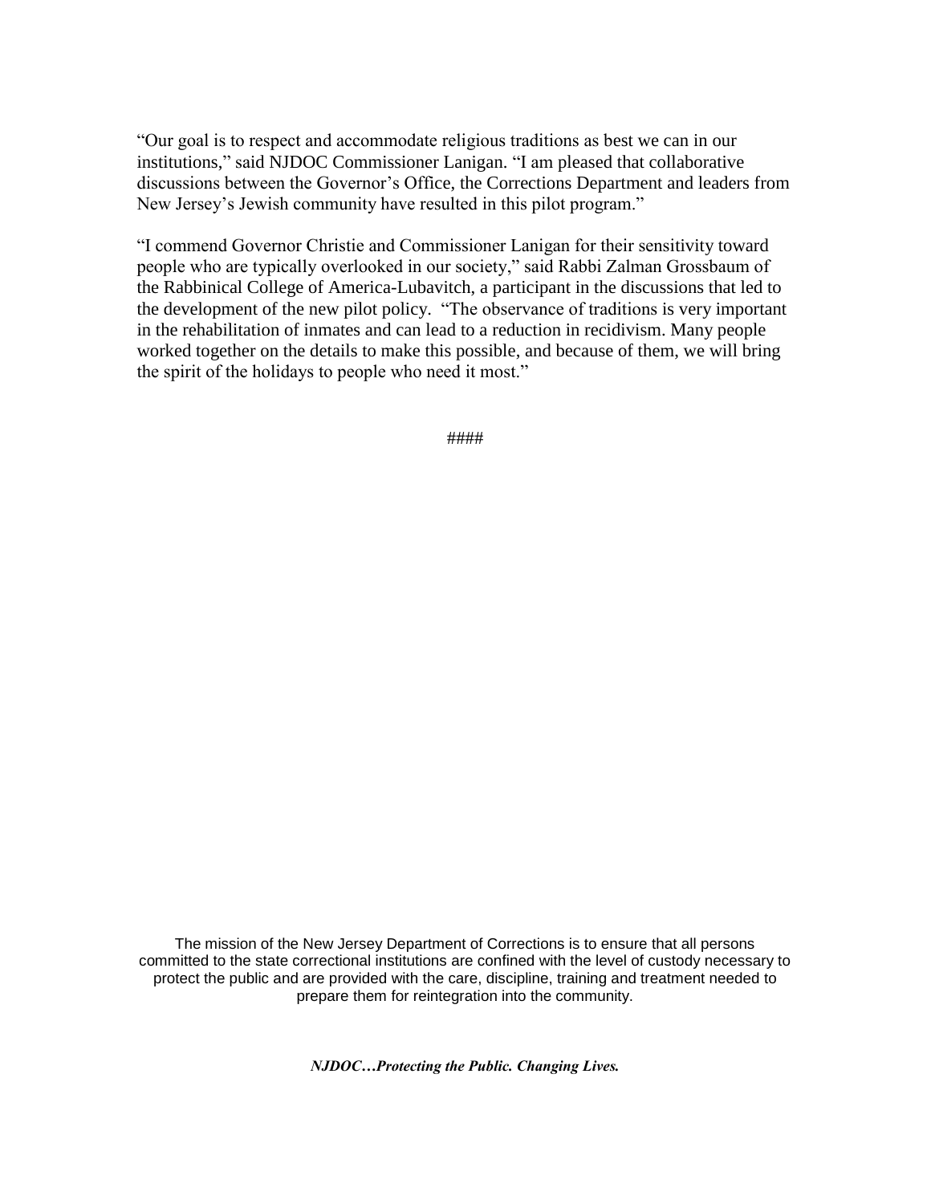"Our goal is to respect and accommodate religious traditions as best we can in our institutions," said NJDOC Commissioner Lanigan. "I am pleased that collaborative discussions between the Governor's Office, the Corrections Department and leaders from New Jersey's Jewish community have resulted in this pilot program."

"I commend Governor Christie and Commissioner Lanigan for their sensitivity toward people who are typically overlooked in our society," said Rabbi Zalman Grossbaum of the Rabbinical College of America-Lubavitch, a participant in the discussions that led to the development of the new pilot policy. "The observance of traditions is very important in the rehabilitation of inmates and can lead to a reduction in recidivism. Many people worked together on the details to make this possible, and because of them, we will bring the spirit of the holidays to people who need it most."

####

The mission of the New Jersey Department of Corrections is to ensure that all persons committed to the state correctional institutions are confined with the level of custody necessary to protect the public and are provided with the care, discipline, training and treatment needed to prepare them for reintegration into the community.

***NJDOC…Protecting the Public. Changing Lives.***